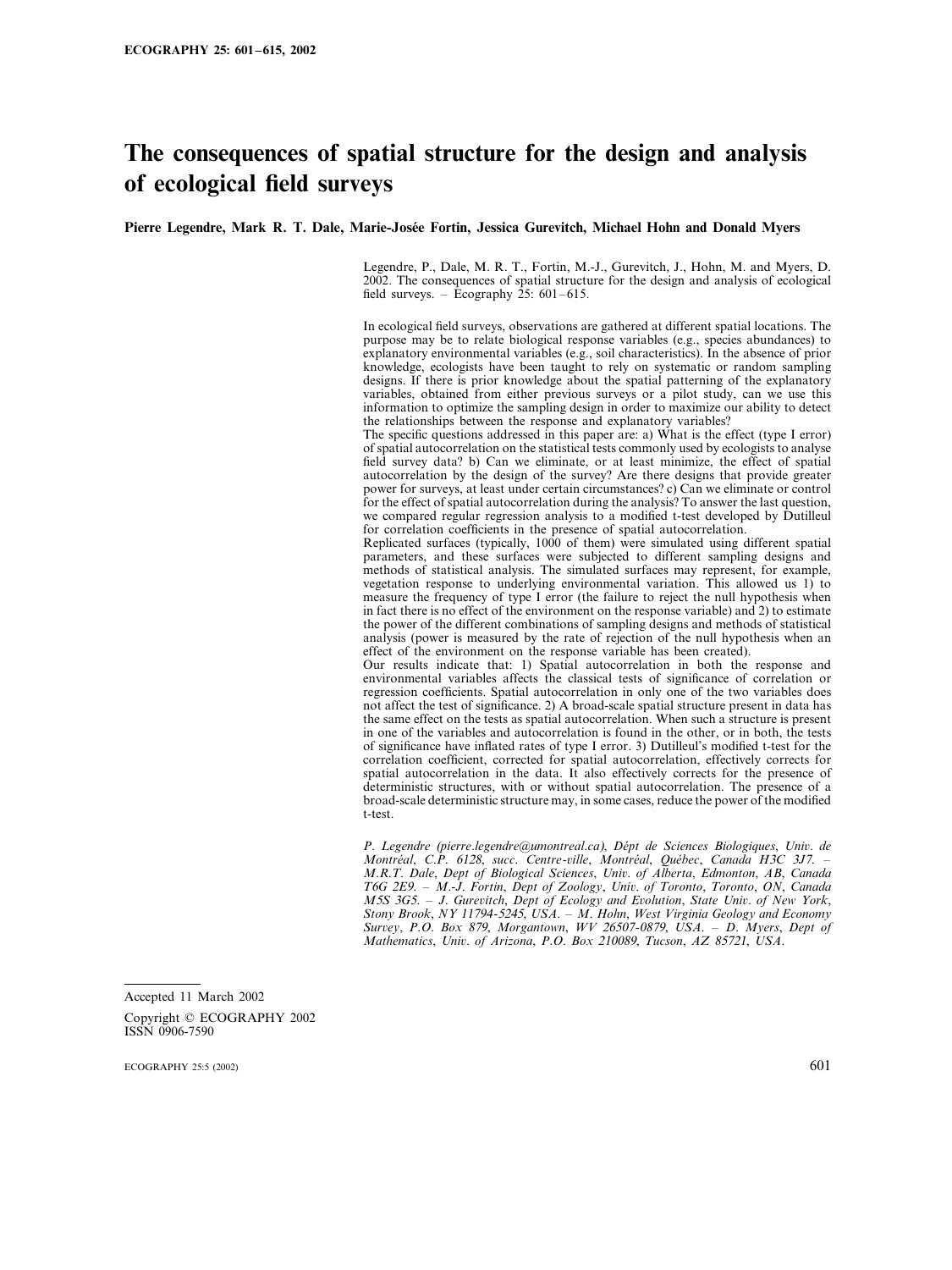# The consequences of spatial structure for the design and analysis of ecological field surveys

**Pierre Legendre, Mark R. T. Dale, Marie-Josée Fortin, Jessica Gurevitch, Michael Hohn and Donald Myers**

Legendre, P., Dale, M. R. T., Fortin, M.-J., Gurevitch, J., Hohn, M. and Myers, D. 2002. The consequences of spatial structure for the design and analysis of ecological field surveys. – Ecography 25: 601–615.

In ecological field surveys, observations are gathered at different spatial locations. The purpose may be to relate biological response variables (e.g., species abundances) to explanatory environmental variables (e.g., soil characteristics). In the absence of prior knowledge, ecologists have been taught to rely on systematic or random sampling designs. If there is prior knowledge about the spatial patterning of the explanatory variables, obtained from either previous surveys or a pilot study, can we use this information to optimize the sampling design in order to maximize our ability to detect the relationships between the response and explanatory variables?

The specific questions addressed in this paper are: a) What is the effect (type I error) of spatial autocorrelation on the statistical tests commonly used by ecologists to analyse field survey data? b) Can we eliminate, or at least minimize, the effect of spatial autocorrelation by the design of the survey? Are there designs that provide greater power for surveys, at least under certain circumstances? c) Can we eliminate or control for the effect of spatial autocorrelation during the analysis? To answer the last question, we compared regular regression analysis to a modified t-test developed by Dutilleul for correlation coefficients in the presence of spatial autocorrelation.

Replicated surfaces (typically, 1000 of them) were simulated using different spatial parameters, and these surfaces were subjected to different sampling designs and methods of statistical analysis. The simulated surfaces may represent, for example, vegetation response to underlying environmental variation. This allowed us 1) to measure the frequency of type I error (the failure to reject the null hypothesis when in fact there is no effect of the environment on the response variable) and 2) to estimate the power of the different combinations of sampling designs and methods of statistical analysis (power is measured by the rate of rejection of the null hypothesis when an effect of the environment on the response variable has been created).

Our results indicate that: 1) Spatial autocorrelation in both the response and environmental variables affects the classical tests of significance of correlation or regression coefficients. Spatial autocorrelation in only one of the two variables does not affect the test of significance. 2) A broad-scale spatial structure present in data has the same effect on the tests as spatial autocorrelation. When such a structure is present in one of the variables and autocorrelation is found in the other, or in both, the tests of significance have inflated rates of type I error. 3) Dutilleul's modified t-test for the correlation coefficient, corrected for spatial autocorrelation, effectively corrects for spatial autocorrelation in the data. It also effectively corrects for the presence of deterministic structures, with or without spatial autocorrelation. The presence of a broad-scale deterministic structure may, in some cases, reduce the power of the modified t-test.

*P. Legendre (pierre.legendre@umontreal.ca), Dépt de Sciences Biologiques, Univ. de Montréal, C.P. 6128, succ. Centre-ville, Montréal, Québec, Canada H3C 3J7. – M.R.T. Dale, Dept of Biological Sciences, Univ. of Alberta, Edmonton, AB, Canada T6G 2E9. – M.-J. Fortin, Dept of Zoology, Univ. of Toronto, Toronto, ON, Canada M5S 3G5. – J. Gurevitch, Dept of Ecology and Evolution, State Univ. of New York, Stony Brook, NY 11794-5245, USA. – M. Hohn, West Virginia Geology and Economy Survey, P.O. Box 879, Morgantown, WV 26507-0879, USA. – D. Myers, Dept of Mathematics, Univ. of Arizona, P.O. Box 210089, Tucson, AZ 85721, USA.*

Accepted 11 March 2002

Copyright © ECOGRAPHY 2002
ISSN 0906-7590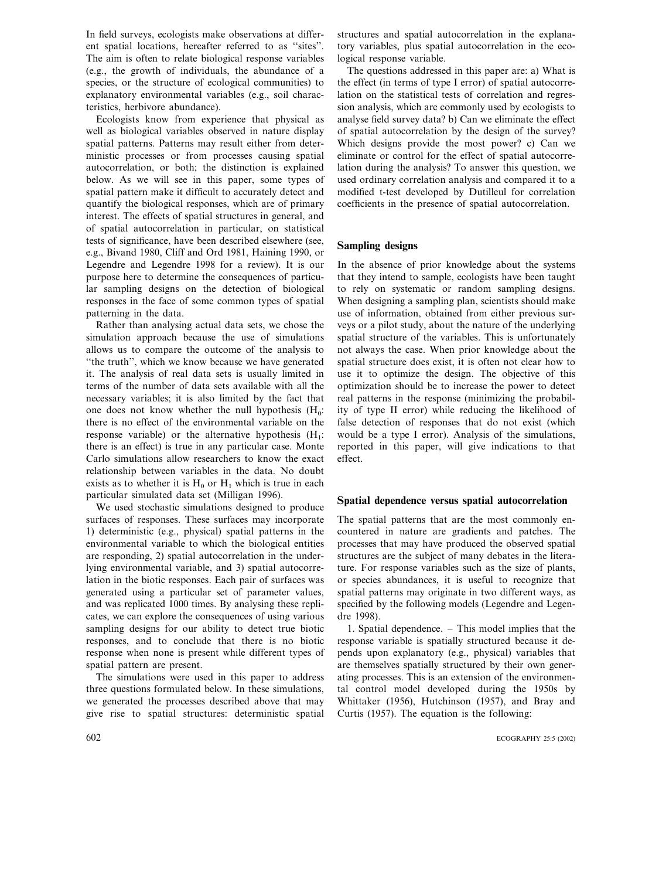In field surveys, ecologists make observations at different spatial locations, hereafter referred to as "sites". The aim is often to relate biological response variables (e.g., the growth of individuals, the abundance of a species, or the structure of ecological communities) to explanatory environmental variables (e.g., soil characteristics, herbivore abundance).

Ecologists know from experience that physical as well as biological variables observed in nature display spatial patterns. Patterns may result either from deterministic processes or from processes causing spatial autocorrelation, or both; the distinction is explained below. As we will see in this paper, some types of spatial pattern make it difficult to accurately detect and quantify the biological responses, which are of primary interest. The effects of spatial structures in general, and of spatial autocorrelation in particular, on statistical tests of significance, have been described elsewhere (see, e.g., Bivand 1980, Cliff and Ord 1981, Haining 1990, or Legendre and Legendre 1998 for a review). It is our purpose here to determine the consequences of particular sampling designs on the detection of biological responses in the face of some common types of spatial patterning in the data.

Rather than analysing actual data sets, we chose the simulation approach because the use of simulations allows us to compare the outcome of the analysis to "the truth", which we know because we have generated it. The analysis of real data sets is usually limited in terms of the number of data sets available with all the necessary variables; it is also limited by the fact that one does not know whether the null hypothesis ($H_0$: there is no effect of the environmental variable on the response variable) or the alternative hypothesis ($H_1$: there is an effect) is true in any particular case. Monte Carlo simulations allow researchers to know the exact relationship between variables in the data. No doubt exists as to whether it is $H_0$ or $H_1$ which is true in each particular simulated data set (Milligan 1996).

We used stochastic simulations designed to produce surfaces of responses. These surfaces may incorporate 1) deterministic (e.g., physical) spatial patterns in the environmental variable to which the biological entities are responding, 2) spatial autocorrelation in the underlying environmental variable, and 3) spatial autocorrelation in the biotic responses. Each pair of surfaces was generated using a particular set of parameter values, and was replicated 1000 times. By analysing these replicates, we can explore the consequences of using various sampling designs for our ability to detect true biotic responses, and to conclude that there is no biotic response when none is present while different types of spatial pattern are present.

The simulations were used in this paper to address three questions formulated below. In these simulations, we generated the processes described above that may give rise to spatial structures: deterministic spatial structures and spatial autocorrelation in the explanatory variables, plus spatial autocorrelation in the ecological response variable.

The questions addressed in this paper are: a) What is the effect (in terms of type I error) of spatial autocorrelation on the statistical tests of correlation and regression analysis, which are commonly used by ecologists to analyse field survey data? b) Can we eliminate the effect of spatial autocorrelation by the design of the survey? Which designs provide the most power? c) Can we eliminate or control for the effect of spatial autocorrelation during the analysis? To answer this question, we used ordinary correlation analysis and compared it to a modified t-test developed by Dutilleul for correlation coefficients in the presence of spatial autocorrelation.

## Sampling designs

In the absence of prior knowledge about the systems that they intend to sample, ecologists have been taught to rely on systematic or random sampling designs. When designing a sampling plan, scientists should make use of information, obtained from either previous surveys or a pilot study, about the nature of the underlying spatial structure of the variables. This is unfortunately not always the case. When prior knowledge about the spatial structure does exist, it is often not clear how to use it to optimize the design. The objective of this optimization should be to increase the power to detect real patterns in the response (minimizing the probability of type II error) while reducing the likelihood of false detection of responses that do not exist (which would be a type I error). Analysis of the simulations, reported in this paper, will give indications to that effect.

## Spatial dependence versus spatial autocorrelation

The spatial patterns that are the most commonly encountered in nature are gradients and patches. The processes that may have produced the observed spatial structures are the subject of many debates in the literature. For response variables such as the size of plants, or species abundances, it is useful to recognize that spatial patterns may originate in two different ways, as specified by the following models (Legendre and Legendre 1998).

1. Spatial dependence. – This model implies that the response variable is spatially structured because it depends upon explanatory (e.g., physical) variables that are themselves spatially structured by their own generating processes. This is an extension of the environmental control model developed during the 1950s by Whittaker (1956), Hutchinson (1957), and Bray and Curtis (1957). The equation is the following: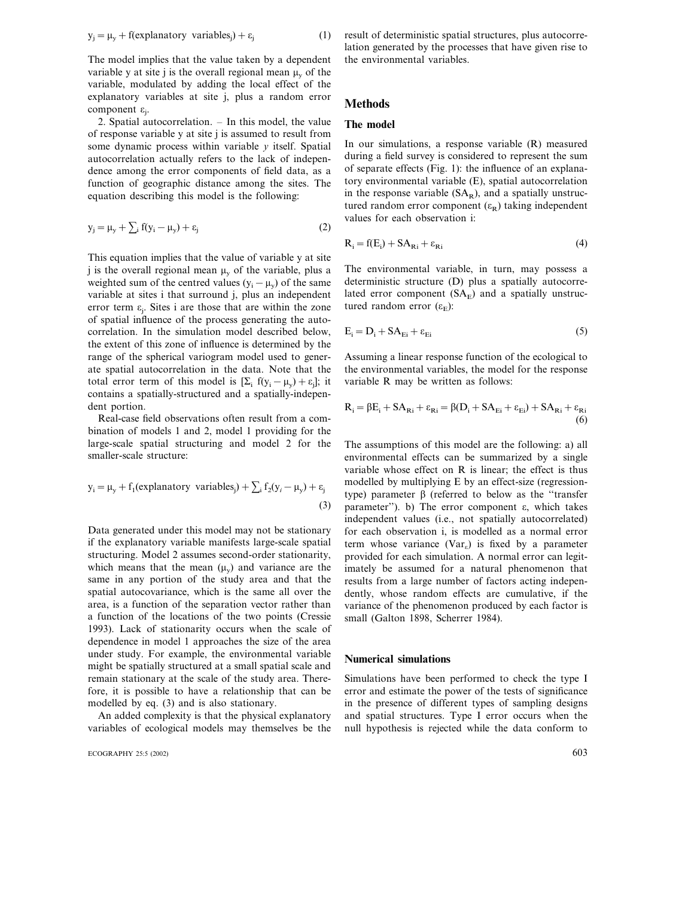$$y_j = \mu_y + f(\text{explanatory variables}_j) + \varepsilon_j \tag{1}$$

The model implies that the value taken by a dependent variable y at site j is the overall regional mean $\mu_y$ of the variable, modulated by adding the local effect of the explanatory variables at site j, plus a random error component $\varepsilon_j$.

2. Spatial autocorrelation. – In this model, the value of response variable y at site j is assumed to result from some dynamic process within variable *y* itself. Spatial autocorrelation actually refers to the lack of independence among the error components of field data, as a function of geographic distance among the sites. The equation describing this model is the following:

$$y_j = \mu_y + \sum_i f(y_i - \mu_y) + \varepsilon_j \tag{2}$$

This equation implies that the value of variable y at site j is the overall regional mean $\mu_y$ of the variable, plus a weighted sum of the centred values $(y_i - \mu_y)$ of the same variable at sites i that surround j, plus an independent error term $\varepsilon_j$. Sites i are those that are within the zone of spatial influence of the process generating the autocorrelation. In the simulation model described below, the extent of this zone of influence is determined by the range of the spherical variogram model used to generate spatial autocorrelation in the data. Note that the total error term of this model is $[\Sigma_i\ f(y_i - \mu_y) + \varepsilon_j]$; it contains a spatially-structured and a spatially-independent portion.

Real-case field observations often result from a combination of models 1 and 2, model 1 providing for the large-scale spatial structuring and model 2 for the smaller-scale structure:

$$y_i = \mu_y + f_1(\text{explanatory variables}_j) + \sum_i f_2(y_i - \mu_y) + \varepsilon_j \tag{3}$$

Data generated under this model may not be stationary if the explanatory variable manifests large-scale spatial structuring. Model 2 assumes second-order stationarity, which means that the mean $(\mu_y)$ and variance are the same in any portion of the study area and that the spatial autocovariance, which is the same all over the area, is a function of the separation vector rather than a function of the locations of the two points (Cressie 1993). Lack of stationarity occurs when the scale of dependence in model 1 approaches the size of the area under study. For example, the environmental variable might be spatially structured at a small spatial scale and remain stationary at the scale of the study area. Therefore, it is possible to have a relationship that can be modelled by eq. (3) and is also stationary.

An added complexity is that the physical explanatory variables of ecological models may themselves be the result of deterministic spatial structures, plus autocorrelation generated by the processes that have given rise to the environmental variables.

## Methods

### The model

In our simulations, a response variable (R) measured during a field survey is considered to represent the sum of separate effects (Fig. 1): the influence of an explanatory environmental variable (E), spatial autocorrelation in the response variable ($SA_R$), and a spatially unstructured random error component ($\varepsilon_R$) taking independent values for each observation i:

$$R_i = f(E_i) + SA_{Ri} + \varepsilon_{Ri} \tag{4}$$

The environmental variable, in turn, may possess a deterministic structure (D) plus a spatially autocorrelated error component ($SA_E$) and a spatially unstructured random error ($\varepsilon_E$):

$$E_i = D_i + SA_{Ei} + \varepsilon_{Ei} \tag{5}$$

Assuming a linear response function of the ecological to the environmental variables, the model for the response variable R may be written as follows:

$$R_i = \beta E_i + SA_{Ri} + \varepsilon_{Ri} = \beta(D_i + SA_{Ei} + \varepsilon_{Ei}) + SA_{Ri} + \varepsilon_{Ri} \tag{6}$$

The assumptions of this model are the following: a) all environmental effects can be summarized by a single variable whose effect on R is linear; the effect is thus modelled by multiplying E by an effect-size (regression-type) parameter $\beta$ (referred to below as the "transfer parameter"). b) The error component $\varepsilon$, which takes independent values (i.e., not spatially autocorrelated) for each observation i, is modelled as a normal error term whose variance ($Var_\varepsilon$) is fixed by a parameter provided for each simulation. A normal error can legitimately be assumed for a natural phenomenon that results from a large number of factors acting independently, whose random effects are cumulative, if the variance of the phenomenon produced by each factor is small (Galton 1898, Scherrer 1984).

### Numerical simulations

Simulations have been performed to check the type I error and estimate the power of the tests of significance in the presence of different types of sampling designs and spatial structures. Type I error occurs when the null hypothesis is rejected while the data conform to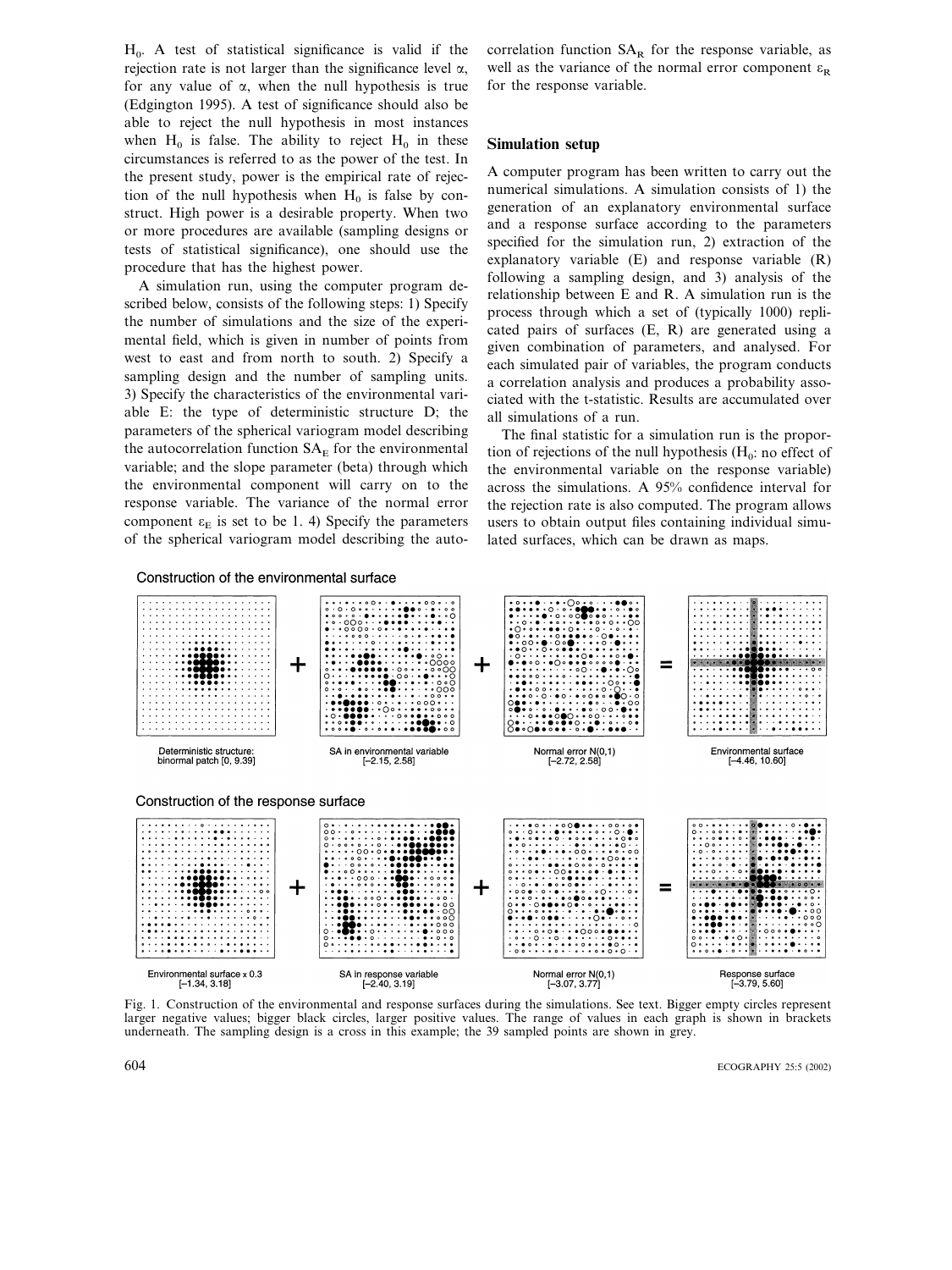$H_0$. A test of statistical significance is valid if the rejection rate is not larger than the significance level $\alpha$, for any value of $\alpha$, when the null hypothesis is true (Edgington 1995). A test of significance should also be able to reject the null hypothesis in most instances when $H_0$ is false. The ability to reject $H_0$ in these circumstances is referred to as the power of the test. In the present study, power is the empirical rate of rejection of the null hypothesis when $H_0$ is false by construct. High power is a desirable property. When two or more procedures are available (sampling designs or tests of statistical significance), one should use the procedure that has the highest power.

A simulation run, using the computer program described below, consists of the following steps: 1) Specify the number of simulations and the size of the experimental field, which is given in number of points from west to east and from north to south. 2) Specify a sampling design and the number of sampling units. 3) Specify the characteristics of the environmental variable E: the type of deterministic structure D; the parameters of the spherical variogram model describing the autocorrelation function $SA_E$ for the environmental variable; and the slope parameter (beta) through which the environmental component will carry on to the response variable. The variance of the normal error component $\varepsilon_E$ is set to be 1. 4) Specify the parameters of the spherical variogram model describing the autocorrelation function $SA_R$ for the response variable, as well as the variance of the normal error component $\varepsilon_R$ for the response variable.

## Simulation setup

A computer program has been written to carry out the numerical simulations. A simulation consists of 1) the generation of an explanatory environmental surface and a response surface according to the parameters specified for the simulation run, 2) extraction of the explanatory variable (E) and response variable (R) following a sampling design, and 3) analysis of the relationship between E and R. A simulation run is the process through which a set of (typically 1000) replicated pairs of surfaces (E, R) are generated using a given combination of parameters, and analysed. For each simulated pair of variables, the program conducts a correlation analysis and produces a probability associated with the t-statistic. Results are accumulated over all simulations of a run.

The final statistic for a simulation run is the proportion of rejections of the null hypothesis ($H_0$: no effect of the environmental variable on the response variable) across the simulations. A 95% confidence interval for the rejection rate is also computed. The program allows users to obtain output files containing individual simulated surfaces, which can be drawn as maps.

Construction of the environmental surface

Deterministic structure: binormal patch [0, 9.39] + SA in environmental variable [−2.15, 2.58] + Normal error N(0,1) [−2.72, 2.58] = Environmental surface [−4.46, 10.60]

Construction of the response surface

Environmental surface x 0.3 [−1.34, 3.18] + SA in response variable [−2.40, 3.19] + Normal error N(0,1) [−3.07, 3.77] = Response surface [−3.79, 5.60]

Fig. 1. Construction of the environmental and response surfaces during the simulations. See text. Bigger empty circles represent larger negative values; bigger black circles, larger positive values. The range of values in each graph is shown in brackets underneath. The sampling design is a cross in this example; the 39 sampled points are shown in grey.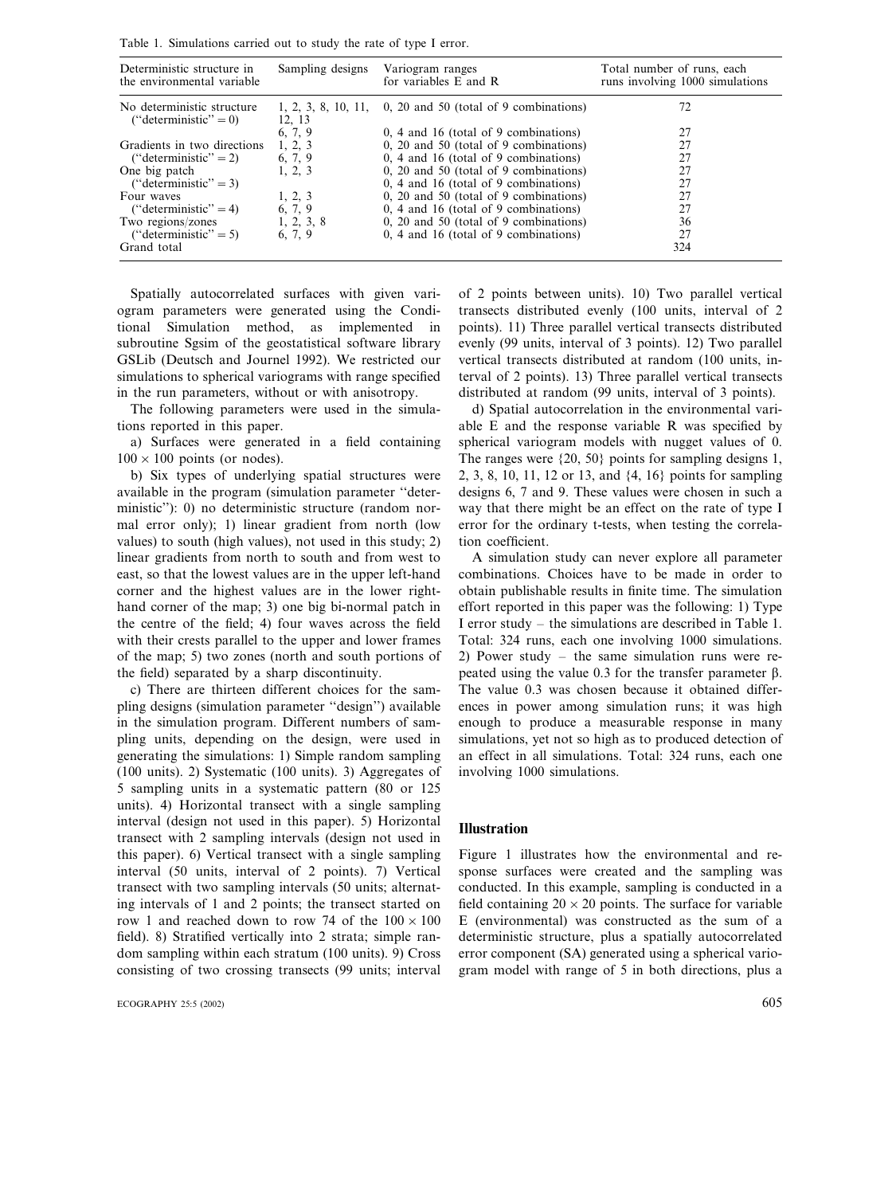Table 1. Simulations carried out to study the rate of type I error.

| Deterministic structure in the environmental variable | Sampling designs | Variogram ranges for variables E and R | Total number of runs, each runs involving 1000 simulations |
|---|---|---|---|
| No deterministic structure ("deterministic" = 0) | 1, 2, 3, 8, 10, 11, 12, 13 | 0, 20 and 50 (total of 9 combinations) | 72 |
| | 6, 7, 9 | 0, 4 and 16 (total of 9 combinations) | 27 |
| Gradients in two directions ("deterministic" = 2) | 1, 2, 3 | 0, 20 and 50 (total of 9 combinations) | 27 |
| | 6, 7, 9 | 0, 4 and 16 (total of 9 combinations) | 27 |
| One big patch ("deterministic" = 3) | 1, 2, 3 | 0, 20 and 50 (total of 9 combinations) | 27 |
| | | 0, 4 and 16 (total of 9 combinations) | 27 |
| Four waves ("deterministic" = 4) | 1, 2, 3 | 0, 20 and 50 (total of 9 combinations) | 27 |
| | 6, 7, 9 | 0, 4 and 16 (total of 9 combinations) | 27 |
| Two regions/zones ("deterministic" = 5) | 1, 2, 3, 8 | 0, 20 and 50 (total of 9 combinations) | 36 |
| | 6, 7, 9 | 0, 4 and 16 (total of 9 combinations) | 27 |
| Grand total | | | 324 |

Spatially autocorrelated surfaces with given variogram parameters were generated using the Conditional Simulation method, as implemented in subroutine Sgsim of the geostatistical software library GSLib (Deutsch and Journel 1992). We restricted our simulations to spherical variograms with range specified in the run parameters, without or with anisotropy.

The following parameters were used in the simulations reported in this paper.

a) Surfaces were generated in a field containing $100 \times 100$ points (or nodes).

b) Six types of underlying spatial structures were available in the program (simulation parameter "deterministic"): 0) no deterministic structure (random normal error only); 1) linear gradient from north (low values) to south (high values), not used in this study; 2) linear gradients from north to south and from west to east, so that the lowest values are in the upper left-hand corner and the highest values are in the lower right-hand corner of the map; 3) one big bi-normal patch in the centre of the field; 4) four waves across the field with their crests parallel to the upper and lower frames of the map; 5) two zones (north and south portions of the field) separated by a sharp discontinuity.

c) There are thirteen different choices for the sampling designs (simulation parameter "design") available in the simulation program. Different numbers of sampling units, depending on the design, were used in generating the simulations: 1) Simple random sampling (100 units). 2) Systematic (100 units). 3) Aggregates of 5 sampling units in a systematic pattern (80 or 125 units). 4) Horizontal transect with a single sampling interval (design not used in this paper). 5) Horizontal transect with 2 sampling intervals (design not used in this paper). 6) Vertical transect with a single sampling interval (50 units, interval of 2 points). 7) Vertical transect with two sampling intervals (50 units; alternating intervals of 1 and 2 points; the transect started on row 1 and reached down to row 74 of the $100 \times 100$ field). 8) Stratified vertically into 2 strata; simple random sampling within each stratum (100 units). 9) Cross consisting of two crossing transects (99 units; interval of 2 points between units). 10) Two parallel vertical transects distributed evenly (100 units, interval of 2 points). 11) Three parallel vertical transects distributed evenly (99 units, interval of 3 points). 12) Two parallel vertical transects distributed at random (100 units, interval of 2 points). 13) Three parallel vertical transects distributed at random (99 units, interval of 3 points).

d) Spatial autocorrelation in the environmental variable E and the response variable R was specified by spherical variogram models with nugget values of 0. The ranges were {20, 50} points for sampling designs 1, 2, 3, 8, 10, 11, 12 or 13, and {4, 16} points for sampling designs 6, 7 and 9. These values were chosen in such a way that there might be an effect on the rate of type I error for the ordinary t-tests, when testing the correlation coefficient.

A simulation study can never explore all parameter combinations. Choices have to be made in order to obtain publishable results in finite time. The simulation effort reported in this paper was the following: 1) Type I error study – the simulations are described in Table 1. Total: 324 runs, each one involving 1000 simulations. 2) Power study – the same simulation runs were repeated using the value 0.3 for the transfer parameter β. The value 0.3 was chosen because it obtained differences in power among simulation runs; it was high enough to produce a measurable response in many simulations, yet not so high as to produced detection of an effect in all simulations. Total: 324 runs, each one involving 1000 simulations.

## Illustration

Figure 1 illustrates how the environmental and response surfaces were created and the sampling was conducted. In this example, sampling is conducted in a field containing $20 \times 20$ points. The surface for variable E (environmental) was constructed as the sum of a deterministic structure, plus a spatially autocorrelated error component (SA) generated using a spherical variogram model with range of 5 in both directions, plus a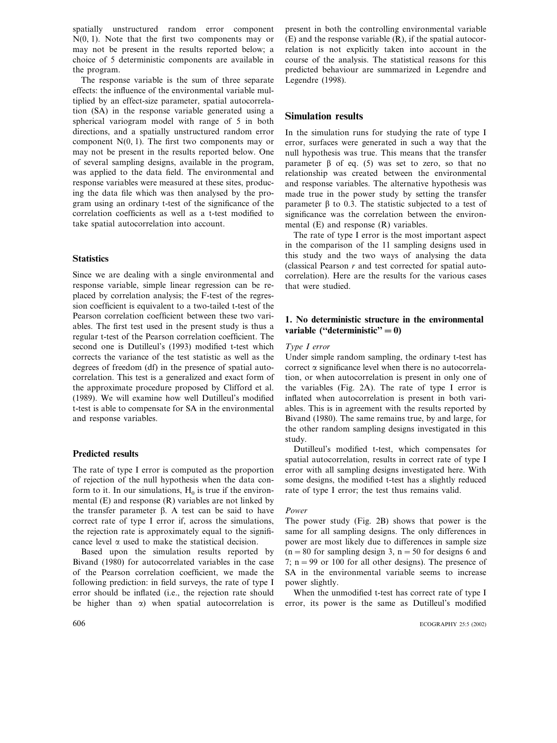spatially unstructured random error component N(0, 1). Note that the first two components may or may not be present in the results reported below; a choice of 5 deterministic components are available in the program.

The response variable is the sum of three separate effects: the influence of the environmental variable multiplied by an effect-size parameter, spatial autocorrelation (SA) in the response variable generated using a spherical variogram model with range of 5 in both directions, and a spatially unstructured random error component N(0, 1). The first two components may or may not be present in the results reported below. One of several sampling designs, available in the program, was applied to the data field. The environmental and response variables were measured at these sites, producing the data file which was then analysed by the program using an ordinary t-test of the significance of the correlation coefficients as well as a t-test modified to take spatial autocorrelation into account.

## Statistics

Since we are dealing with a single environmental and response variable, simple linear regression can be replaced by correlation analysis; the F-test of the regression coefficient is equivalent to a two-tailed t-test of the Pearson correlation coefficient between these two variables. The first test used in the present study is thus a regular t-test of the Pearson correlation coefficient. The second one is Dutilleul's (1993) modified t-test which corrects the variance of the test statistic as well as the degrees of freedom (df) in the presence of spatial autocorrelation. This test is a generalized and exact form of the approximate procedure proposed by Clifford et al. (1989). We will examine how well Dutilleul's modified t-test is able to compensate for SA in the environmental and response variables.

## Predicted results

The rate of type I error is computed as the proportion of rejection of the null hypothesis when the data conform to it. In our simulations, $H_0$ is true if the environmental (E) and response (R) variables are not linked by the transfer parameter $\beta$. A test can be said to have correct rate of type I error if, across the simulations, the rejection rate is approximately equal to the significance level $\alpha$ used to make the statistical decision.

Based upon the simulation results reported by Bivand (1980) for autocorrelated variables in the case of the Pearson correlation coefficient, we made the following prediction: in field surveys, the rate of type I error should be inflated (i.e., the rejection rate should be higher than $\alpha$) when spatial autocorrelation is present in both the controlling environmental variable (E) and the response variable (R), if the spatial autocorrelation is not explicitly taken into account in the course of the analysis. The statistical reasons for this predicted behaviour are summarized in Legendre and Legendre (1998).

## Simulation results

In the simulation runs for studying the rate of type I error, surfaces were generated in such a way that the null hypothesis was true. This means that the transfer parameter $\beta$ of eq. (5) was set to zero, so that no relationship was created between the environmental and response variables. The alternative hypothesis was made true in the power study by setting the transfer parameter $\beta$ to 0.3. The statistic subjected to a test of significance was the correlation between the environmental (E) and response (R) variables.

The rate of type I error is the most important aspect in the comparison of the 11 sampling designs used in this study and the two ways of analysing the data (classical Pearson *r* and test corrected for spatial autocorrelation). Here are the results for the various cases that were studied.

### 1. No deterministic structure in the environmental variable ("deterministic" = 0)

*Type I error*

Under simple random sampling, the ordinary t-test has correct $\alpha$ significance level when there is no autocorrelation, or when autocorrelation is present in only one of the variables (Fig. 2A). The rate of type I error is inflated when autocorrelation is present in both variables. This is in agreement with the results reported by Bivand (1980). The same remains true, by and large, for the other random sampling designs investigated in this study.

Dutilleul's modified t-test, which compensates for spatial autocorrelation, results in correct rate of type I error with all sampling designs investigated here. With some designs, the modified t-test has a slightly reduced rate of type I error; the test thus remains valid.

*Power*

The power study (Fig. 2B) shows that power is the same for all sampling designs. The only differences in power are most likely due to differences in sample size ($n = 80$ for sampling design 3, $n = 50$ for designs 6 and 7; $n = 99$ or 100 for all other designs). The presence of SA in the environmental variable seems to increase power slightly.

When the unmodified t-test has correct rate of type I error, its power is the same as Dutilleul's modified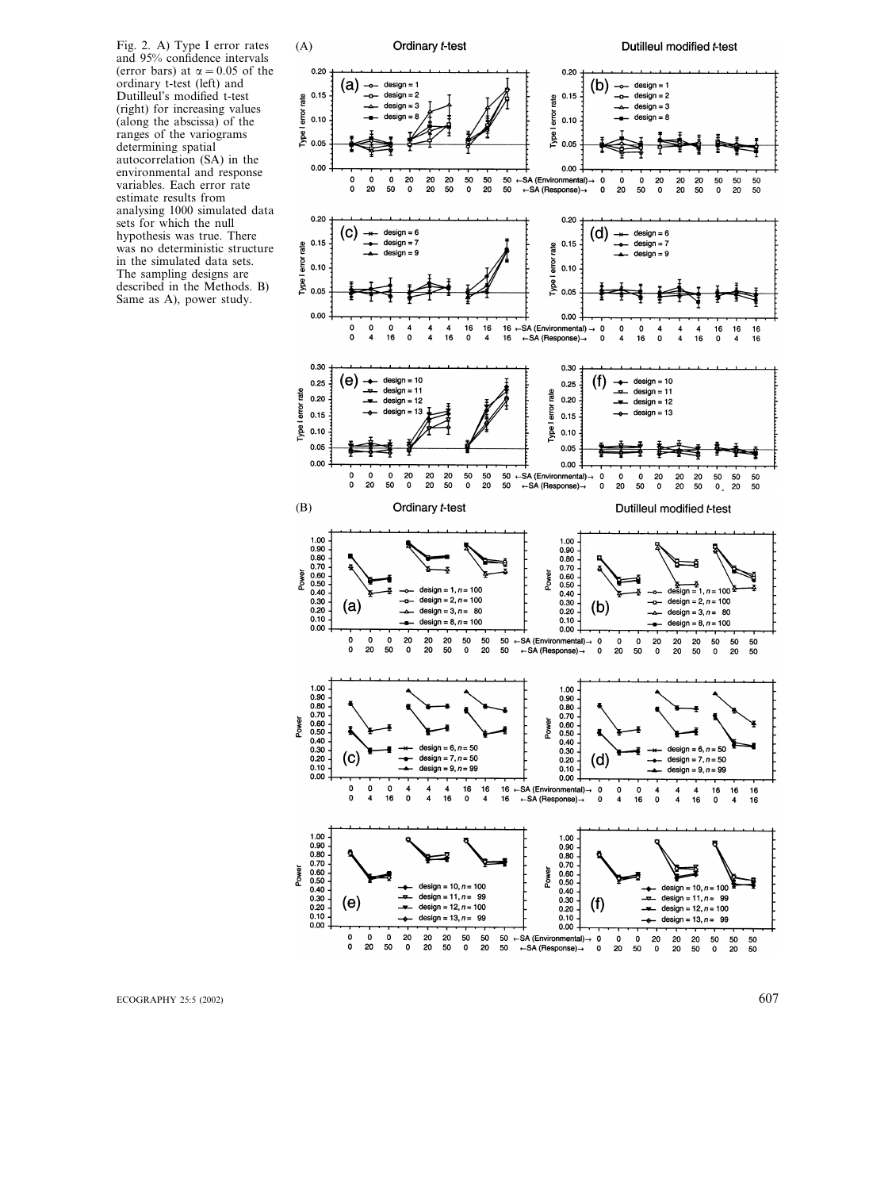Fig. 2. A) Type I error rates and 95% confidence intervals (error bars) at $\alpha = 0.05$ of the ordinary t-test (left) and Dutilleul's modified t-test (right) for increasing values (along the abscissa) of the ranges of the variograms determining spatial autocorrelation (SA) in the environmental and response variables. Each error rate estimate results from analysing 1000 simulated data sets for which the null hypothesis was true. There was no deterministic structure in the simulated data sets. The sampling designs are described in the Methods. B) Same as A), power study.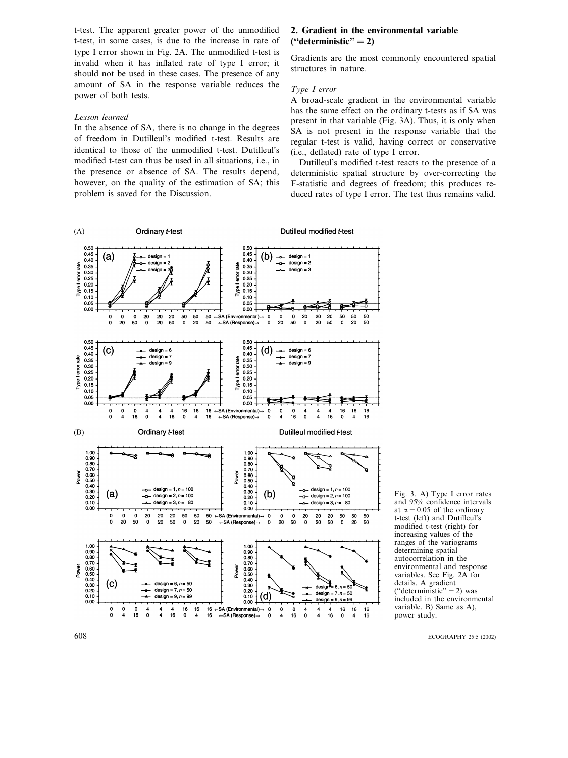t-test. The apparent greater power of the unmodified t-test, in some cases, is due to the increase in rate of type I error shown in Fig. 2A. The unmodified t-test is invalid when it has inflated rate of type I error; it should not be used in these cases. The presence of any amount of SA in the response variable reduces the power of both tests.

*Lesson learned*

In the absence of SA, there is no change in the degrees of freedom in Dutilleul's modified t-test. Results are identical to those of the unmodified t-test. Dutilleul's modified t-test can thus be used in all situations, i.e., in the presence or absence of SA. The results depend, however, on the quality of the estimation of SA; this problem is saved for the Discussion.

## 2. Gradient in the environmental variable ("deterministic" = 2)

Gradients are the most commonly encountered spatial structures in nature.

*Type I error*

A broad-scale gradient in the environmental variable has the same effect on the ordinary t-tests as if SA was present in that variable (Fig. 3A). Thus, it is only when SA is not present in the response variable that the regular t-test is valid, having correct or conservative (i.e., deflated) rate of type I error.

Dutilleul's modified t-test reacts to the presence of a deterministic spatial structure by over-correcting the F-statistic and degrees of freedom; this produces reduced rates of type I error. The test thus remains valid.

Fig. 3. A) Type I error rates and 95% confidence intervals at $\alpha = 0.05$ of the ordinary t-test (left) and Dutilleul's modified t-test (right) for increasing values of the ranges of the variograms determining spatial autocorrelation in the environmental and response variables. See Fig. 2A for details. A gradient ("deterministic" = 2) was included in the environmental variable. B) Same as A), power study.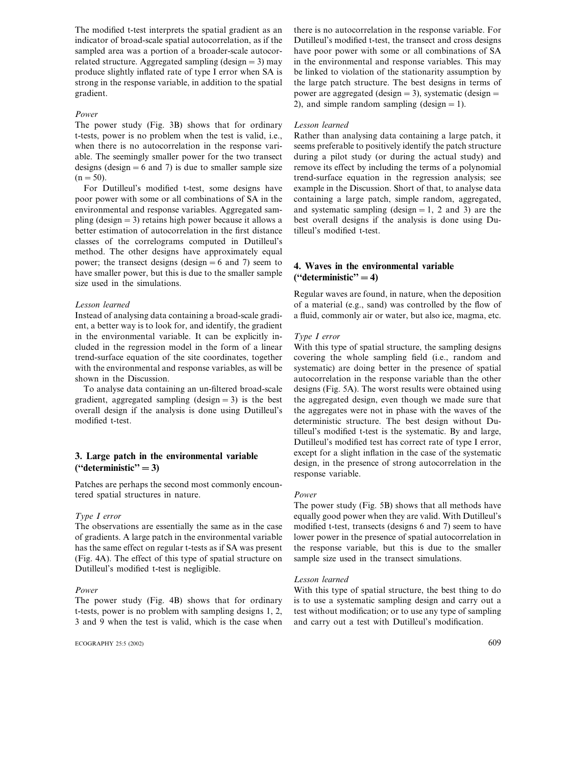The modified t-test interprets the spatial gradient as an indicator of broad-scale spatial autocorrelation, as if the sampled area was a portion of a broader-scale autocorrelated structure. Aggregated sampling (design = 3) may produce slightly inflated rate of type I error when SA is strong in the response variable, in addition to the spatial gradient.

#### *Power*

The power study (Fig. 3B) shows that for ordinary t-tests, power is no problem when the test is valid, i.e., when there is no autocorrelation in the response variable. The seemingly smaller power for the two transect designs (design = 6 and 7) is due to smaller sample size (n = 50).

For Dutilleul's modified t-test, some designs have poor power with some or all combinations of SA in the environmental and response variables. Aggregated sampling (design = 3) retains high power because it allows a better estimation of autocorrelation in the first distance classes of the correlograms computed in Dutilleul's method. The other designs have approximately equal power; the transect designs (design = 6 and 7) seem to have smaller power, but this is due to the smaller sample size used in the simulations.

#### *Lesson learned*

Instead of analysing data containing a broad-scale gradient, a better way is to look for, and identify, the gradient in the environmental variable. It can be explicitly included in the regression model in the form of a linear trend-surface equation of the site coordinates, together with the environmental and response variables, as will be shown in the Discussion.

To analyse data containing an un-filtered broad-scale gradient, aggregated sampling (design = 3) is the best overall design if the analysis is done using Dutilleul's modified t-test.

### 3. Large patch in the environmental variable ("deterministic" = 3)

Patches are perhaps the second most commonly encountered spatial structures in nature.

#### *Type I error*

The observations are essentially the same as in the case of gradients. A large patch in the environmental variable has the same effect on regular t-tests as if SA was present (Fig. 4A). The effect of this type of spatial structure on Dutilleul's modified t-test is negligible.

#### *Power*

The power study (Fig. 4B) shows that for ordinary t-tests, power is no problem with sampling designs 1, 2, 3 and 9 when the test is valid, which is the case when there is no autocorrelation in the response variable. For Dutilleul's modified t-test, the transect and cross designs have poor power with some or all combinations of SA in the environmental and response variables. This may be linked to violation of the stationarity assumption by the large patch structure. The best designs in terms of power are aggregated (design = 3), systematic (design = 2), and simple random sampling (design = 1).

#### *Lesson learned*

Rather than analysing data containing a large patch, it seems preferable to positively identify the patch structure during a pilot study (or during the actual study) and remove its effect by including the terms of a polynomial trend-surface equation in the regression analysis; see example in the Discussion. Short of that, to analyse data containing a large patch, simple random, aggregated, and systematic sampling (design = 1, 2 and 3) are the best overall designs if the analysis is done using Dutilleul's modified t-test.

### 4. Waves in the environmental variable ("deterministic" = 4)

Regular waves are found, in nature, when the deposition of a material (e.g., sand) was controlled by the flow of a fluid, commonly air or water, but also ice, magma, etc.

#### *Type I error*

With this type of spatial structure, the sampling designs covering the whole sampling field (i.e., random and systematic) are doing better in the presence of spatial autocorrelation in the response variable than the other designs (Fig. 5A). The worst results were obtained using the aggregated design, even though we made sure that the aggregates were not in phase with the waves of the deterministic structure. The best design without Dutilleul's modified t-test is the systematic. By and large, Dutilleul's modified test has correct rate of type I error, except for a slight inflation in the case of the systematic design, in the presence of strong autocorrelation in the response variable.

#### *Power*

The power study (Fig. 5B) shows that all methods have equally good power when they are valid. With Dutilleul's modified t-test, transects (designs 6 and 7) seem to have lower power in the presence of spatial autocorrelation in the response variable, but this is due to the smaller sample size used in the transect simulations.

#### *Lesson learned*

With this type of spatial structure, the best thing to do is to use a systematic sampling design and carry out a test without modification; or to use any type of sampling and carry out a test with Dutilleul's modification.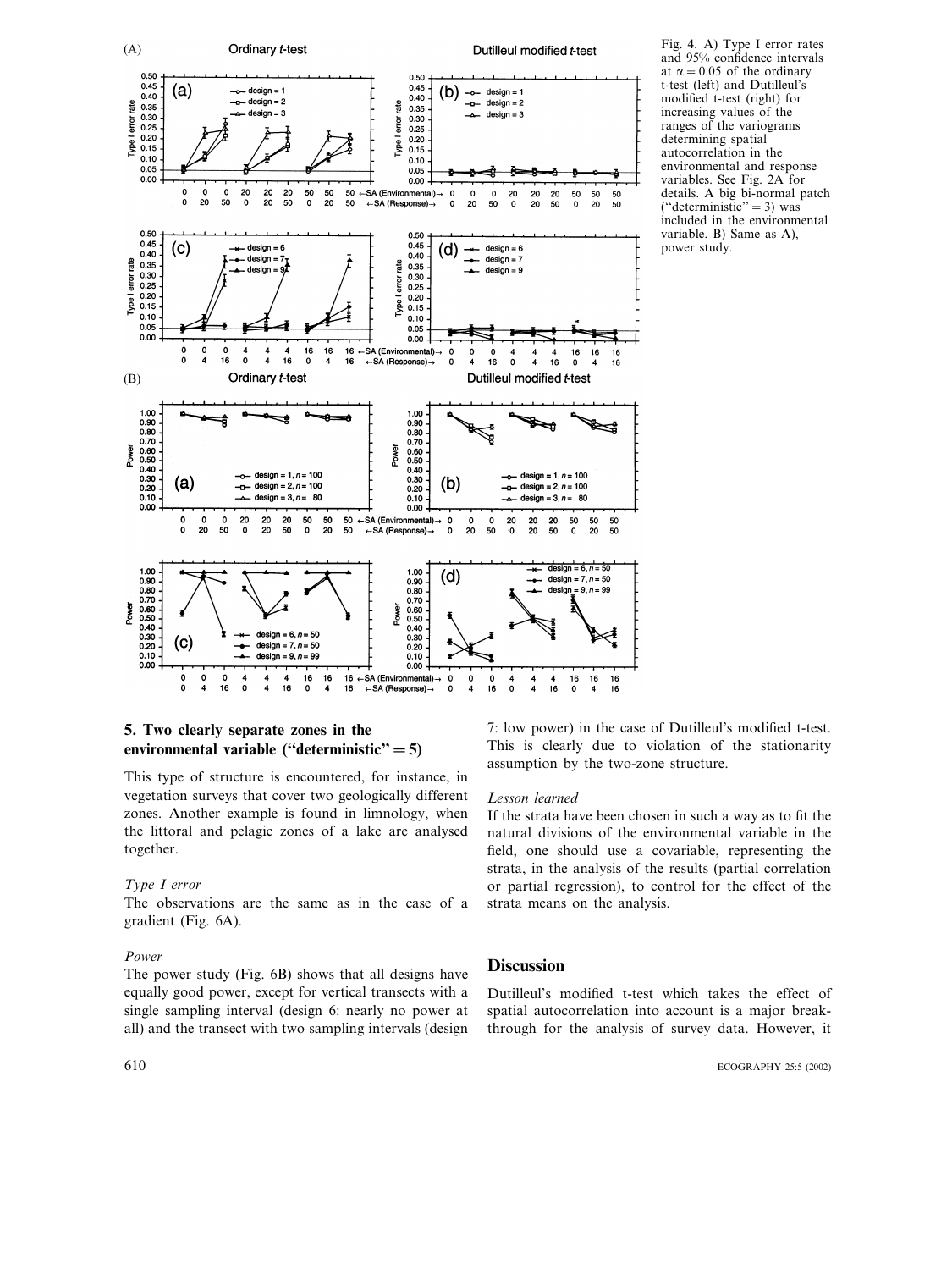Fig. 4. A) Type I error rates and 95% confidence intervals at $\alpha = 0.05$ of the ordinary t-test (left) and Dutilleul's modified t-test (right) for increasing values of the ranges of the variograms determining spatial autocorrelation in the environmental and response variables. See Fig. 2A for details. A big bi-normal patch ("deterministic" = 3) was included in the environmental variable. B) Same as A), power study.

## 5. Two clearly separate zones in the environmental variable ("deterministic" = 5)

This type of structure is encountered, for instance, in vegetation surveys that cover two geologically different zones. Another example is found in limnology, when the littoral and pelagic zones of a lake are analysed together.

*Type I error*

The observations are the same as in the case of a gradient (Fig. 6A).

*Power*

The power study (Fig. 6B) shows that all designs have equally good power, except for vertical transects with a single sampling interval (design 6: nearly no power at all) and the transect with two sampling intervals (design 7: low power) in the case of Dutilleul's modified t-test. This is clearly due to violation of the stationarity assumption by the two-zone structure.

*Lesson learned*

If the strata have been chosen in such a way as to fit the natural divisions of the environmental variable in the field, one should use a covariable, representing the strata, in the analysis of the results (partial correlation or partial regression), to control for the effect of the strata means on the analysis.

## Discussion

Dutilleul's modified t-test which takes the effect of spatial autocorrelation into account is a major breakthrough for the analysis of survey data. However, it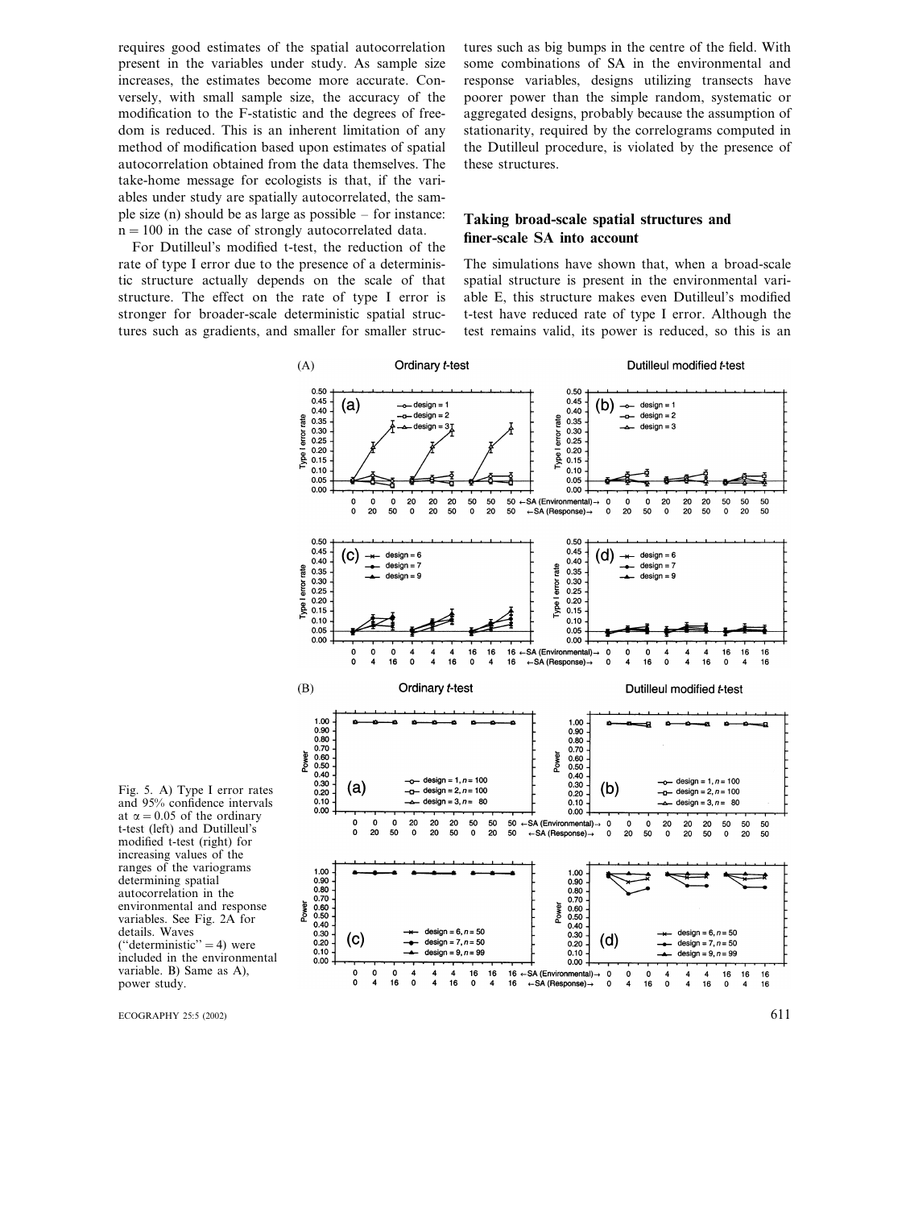requires good estimates of the spatial autocorrelation present in the variables under study. As sample size increases, the estimates become more accurate. Conversely, with small sample size, the accuracy of the modification to the F-statistic and the degrees of freedom is reduced. This is an inherent limitation of any method of modification based upon estimates of spatial autocorrelation obtained from the data themselves. The take-home message for ecologists is that, if the variables under study are spatially autocorrelated, the sample size (n) should be as large as possible – for instance: $n = 100$ in the case of strongly autocorrelated data.

For Dutilleul's modified t-test, the reduction of the rate of type I error due to the presence of a deterministic structure actually depends on the scale of that structure. The effect on the rate of type I error is stronger for broader-scale deterministic spatial structures such as gradients, and smaller for smaller structures such as big bumps in the centre of the field. With some combinations of SA in the environmental and response variables, designs utilizing transects have poorer power than the simple random, systematic or aggregated designs, probably because the assumption of stationarity, required by the correlograms computed in the Dutilleul procedure, is violated by the presence of these structures.

## Taking broad-scale spatial structures and finer-scale SA into account

The simulations have shown that, when a broad-scale spatial structure is present in the environmental variable E, this structure makes even Dutilleul's modified t-test have reduced rate of type I error. Although the test remains valid, its power is reduced, so this is an

Fig. 5. A) Type I error rates and 95% confidence intervals at $\alpha = 0.05$ of the ordinary t-test (left) and Dutilleul's modified t-test (right) for increasing values of the ranges of the variograms determining spatial autocorrelation in the environmental and response variables. See Fig. 2A for details. Waves ("deterministic" = 4) were included in the environmental variable. B) Same as A), power study.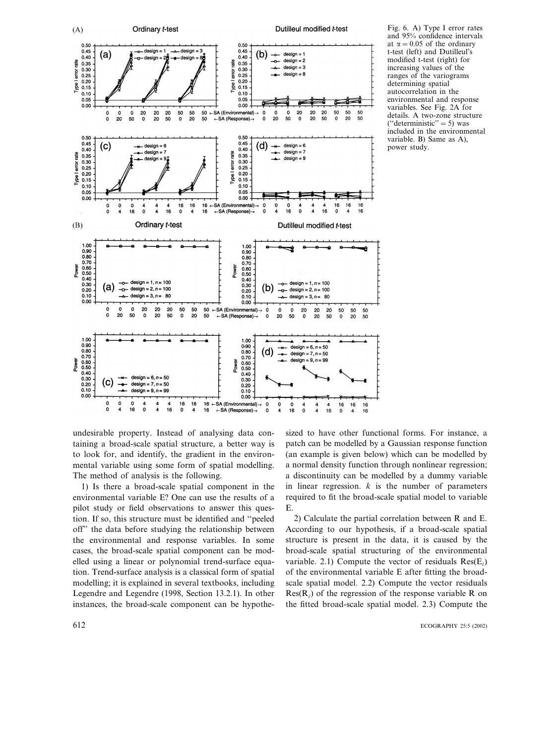Fig. 6. A) Type I error rates and 95% confidence intervals at $\alpha = 0.05$ of the ordinary t-test (left) and Dutilleul's modified t-test (right) for increasing values of the ranges of the variograms determining spatial autocorrelation in the environmental and response variables. See Fig. 2A for details. A two-zone structure ("deterministic" = 5) was included in the environmental variable. B) Same as A), power study.

undesirable property. Instead of analysing data containing a broad-scale spatial structure, a better way is to look for, and identify, the gradient in the environmental variable using some form of spatial modelling. The method of analysis is the following.

1) Is there a broad-scale spatial component in the environmental variable E? One can use the results of a pilot study or field observations to answer this question. If so, this structure must be identified and "peeled off" the data before studying the relationship between the environmental and response variables. In some cases, the broad-scale spatial component can be modelled using a linear or polynomial trend-surface equation. Trend-surface analysis is a classical form of spatial modelling; it is explained in several textbooks, including Legendre and Legendre (1998, Section 13.2.1). In other instances, the broad-scale component can be hypothesized to have other functional forms. For instance, a patch can be modelled by a Gaussian response function (an example is given below) which can be modelled by a normal density function through nonlinear regression; a discontinuity can be modelled by a dummy variable in linear regression. $k$ is the number of parameters required to fit the broad-scale spatial model to variable E.

2) Calculate the partial correlation between R and E. According to our hypothesis, if a broad-scale spatial structure is present in the data, it is caused by the broad-scale spatial structuring of the environmental variable. 2.1) Compute the vector of residuals $\text{Res}(E_i)$ of the environmental variable E after fitting the broad-scale spatial model. 2.2) Compute the vector residuals $\text{Res}(R_i)$ of the regression of the response variable R on the fitted broad-scale spatial model. 2.3) Compute the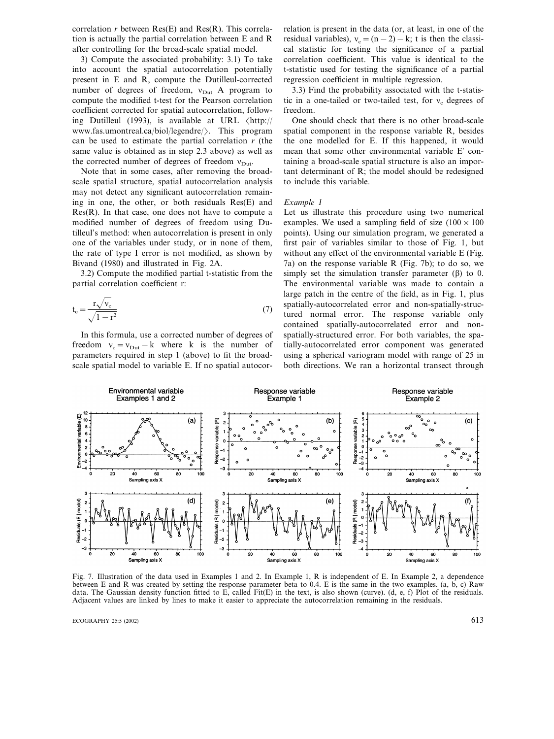correlation $r$ between Res(E) and Res(R). This correlation is actually the partial correlation between E and R after controlling for the broad-scale spatial model.

3) Compute the associated probability: 3.1) To take into account the spatial autocorrelation potentially present in E and R, compute the Dutilleul-corrected number of degrees of freedom, $\nu_{Dut}$ A program to compute the modified t-test for the Pearson correlation coefficient corrected for spatial autocorrelation, following Dutilleul (1993), is available at URL ⟨http://www.fas.umontreal.ca/biol/legendre/⟩. This program can be used to estimate the partial correlation $r$ (the same value is obtained as in step 2.3 above) as well as the corrected number of degrees of freedom $\nu_{Dut}$.

Note that in some cases, after removing the broad-scale spatial structure, spatial autocorrelation analysis may not detect any significant autocorrelation remaining in one, the other, or both residuals Res(E) and Res(R). In that case, one does not have to compute a modified number of degrees of freedom using Dutilleul's method: when autocorrelation is present in only one of the variables under study, or in none of them, the rate of type I error is not modified, as shown by Bivand (1980) and illustrated in Fig. 2A.

3.2) Compute the modified partial t-statistic from the partial correlation coefficient r:

$$t_c = \frac{r\sqrt{\nu_c}}{\sqrt{1-r^2}} \tag{7}$$

In this formula, use a corrected number of degrees of freedom $\nu_c = \nu_{Dut} - k$ where k is the number of parameters required in step 1 (above) to fit the broad-scale spatial model to variable E. If no spatial autocorrelation is present in the data (or, at least, in one of the residual variables), $\nu_c = (n-2) - k$; t is then the classical statistic for testing the significance of a partial correlation coefficient. This value is identical to the t-statistic used for testing the significance of a partial regression coefficient in multiple regression.

3.3) Find the probability associated with the t-statistic in a one-tailed or two-tailed test, for $\nu_c$ degrees of freedom.

One should check that there is no other broad-scale spatial component in the response variable R, besides the one modelled for E. If this happened, it would mean that some other environmental variable E′ containing a broad-scale spatial structure is also an important determinant of R; the model should be redesigned to include this variable.

*Example 1*

Let us illustrate this procedure using two numerical examples. We used a sampling field of size (100 × 100 points). Using our simulation program, we generated a first pair of variables similar to those of Fig. 1, but without any effect of the environmental variable E (Fig. 7a) on the response variable R (Fig. 7b); to do so, we simply set the simulation transfer parameter (β) to 0. The environmental variable was made to contain a large patch in the centre of the field, as in Fig. 1, plus spatially-autocorrelated error and non-spatially-structured normal error. The response variable only contained spatially-autocorrelated error and non-spatially-structured error. For both variables, the spatially-autocorrelated error component was generated using a spherical variogram model with range of 25 in both directions. We ran a horizontal transect through

Fig. 7. Illustration of the data used in Examples 1 and 2. In Example 1, R is independent of E. In Example 2, a dependence between E and R was created by setting the response parameter beta to 0.4. E is the same in the two examples. (a, b, c) Raw data. The Gaussian density function fitted to E, called Fit(E) in the text, is also shown (curve). (d, e, f) Plot of the residuals. Adjacent values are linked by lines to make it easier to appreciate the autocorrelation remaining in the residuals.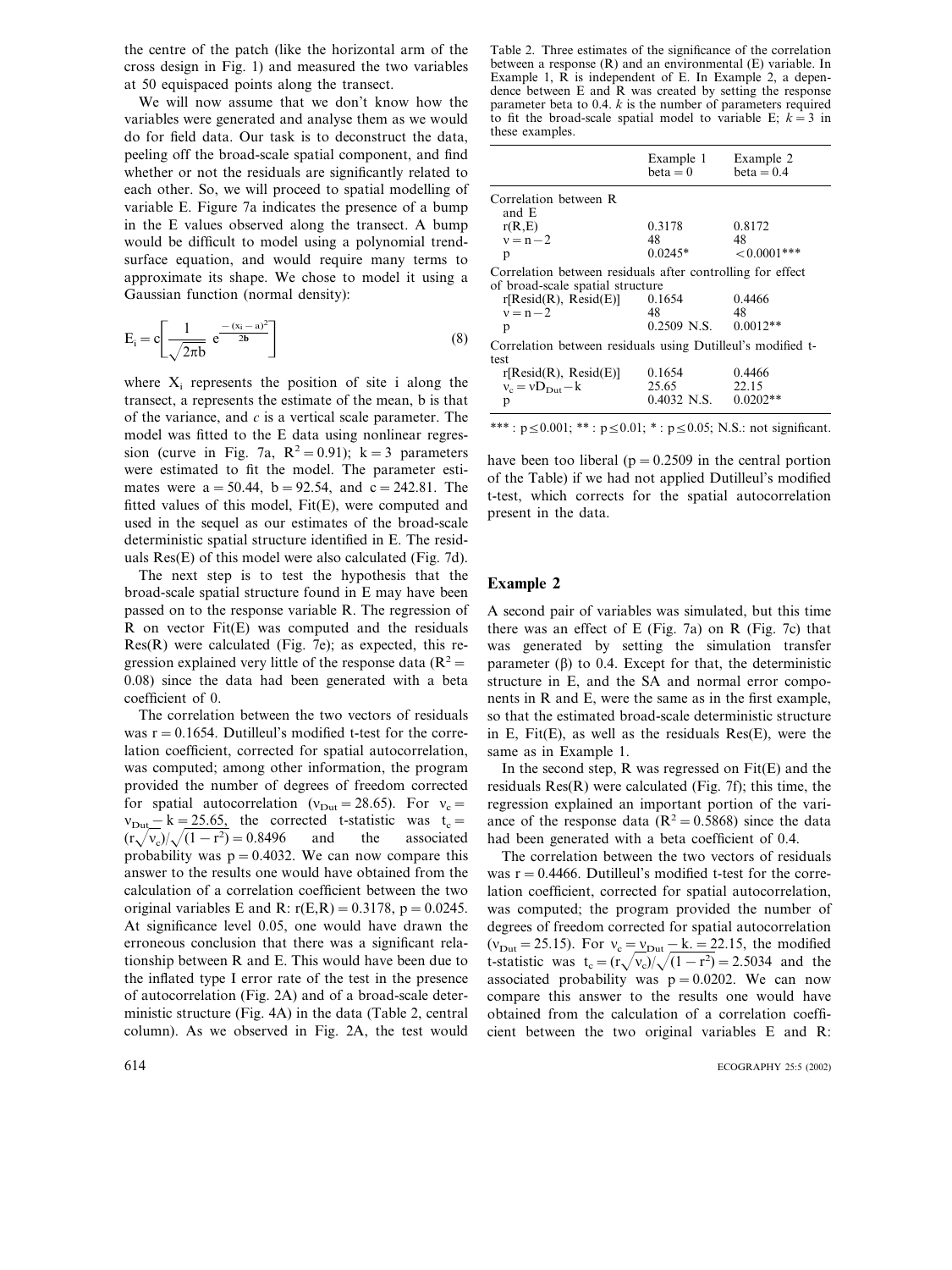the centre of the patch (like the horizontal arm of the cross design in Fig. 1) and measured the two variables at 50 equispaced points along the transect.

We will now assume that we don't know how the variables were generated and analyse them as we would do for field data. Our task is to deconstruct the data, peeling off the broad-scale spatial component, and find whether or not the residuals are significantly related to each other. So, we will proceed to spatial modelling of variable E. Figure 7a indicates the presence of a bump in the E values observed along the transect. A bump would be difficult to model using a polynomial trend-surface equation, and would require many terms to approximate its shape. We chose to model it using a Gaussian function (normal density):

$$E_i = c\left[\frac{1}{\sqrt{2\pi b}}\, e^{\frac{-(x_i-a)^2}{2b}}\right] \tag{8}$$

where $X_i$ represents the position of site i along the transect, a represents the estimate of the mean, b is that of the variance, and *c* is a vertical scale parameter. The model was fitted to the E data using nonlinear regression (curve in Fig. 7a, $R^2 = 0.91$); $k = 3$ parameters were estimated to fit the model. The parameter estimates were $a = 50.44$, $b = 92.54$, and $c = 242.81$. The fitted values of this model, Fit(E), were computed and used in the sequel as our estimates of the broad-scale deterministic spatial structure identified in E. The residuals Res(E) of this model were also calculated (Fig. 7d).

The next step is to test the hypothesis that the broad-scale spatial structure found in E may have been passed on to the response variable R. The regression of R on vector Fit(E) was computed and the residuals Res(R) were calculated (Fig. 7e); as expected, this regression explained very little of the response data ($R^2 = 0.08$) since the data had been generated with a beta coefficient of 0.

The correlation between the two vectors of residuals was $r = 0.1654$. Dutilleul's modified t-test for the correlation coefficient, corrected for spatial autocorrelation, was computed; among other information, the program provided the number of degrees of freedom corrected for spatial autocorrelation ($\nu_{Dut} = 28.65$). For $\nu_c = \nu_{Dut} - k = 25.65$, the corrected t-statistic was $t_c = (r\sqrt{\nu_c})/\sqrt{(1-r^2)} = 0.8496$ and the associated probability was $p = 0.4032$. We can now compare this answer to the results one would have obtained from the calculation of a correlation coefficient between the two original variables E and R: $r(E,R) = 0.3178$, $p = 0.0245$. At significance level 0.05, one would have drawn the erroneous conclusion that there was a significant relationship between R and E. This would have been due to the inflated type I error rate of the test in the presence of autocorrelation (Fig. 2A) and of a broad-scale deterministic structure (Fig. 4A) in the data (Table 2, central column). As we observed in Fig. 2A, the test would have been too liberal ($p = 0.2509$ in the central portion of the Table) if we had not applied Dutilleul's modified t-test, which corrects for the spatial autocorrelation present in the data.

Table 2. Three estimates of the significance of the correlation between a response (R) and an environmental (E) variable. In Example 1, R is independent of E. In Example 2, a dependence between E and R was created by setting the response parameter beta to 0.4. *k* is the number of parameters required to fit the broad-scale spatial model to variable E; $k = 3$ in these examples.

| | Example 1 beta = 0 | Example 2 beta = 0.4 |
|---|---|---|
| Correlation between R and E | | |
| r(R,E) | 0.3178 | 0.8172 |
| $\nu = n - 2$ | 48 | 48 |
| p | 0.0245* | <0.0001*** |
| Correlation between residuals after controlling for effect of broad-scale spatial structure | | |
| r[Resid(R), Resid(E)] | 0.1654 | 0.4466 |
| $\nu = n - 2$ | 48 | 48 |
| p | 0.2509 N.S. | 0.0012** |
| Correlation between residuals using Dutilleul's modified t-test | | |
| r[Resid(R), Resid(E)] | 0.1654 | 0.4466 |
| $\nu_c = \nu D_{Dut} - k$ | 25.65 | 22.15 |
| p | 0.4032 N.S. | 0.0202** |

***: $p \le 0.001$; **: $p \le 0.01$; *: $p \le 0.05$; N.S.: not significant.

## Example 2

A second pair of variables was simulated, but this time there was an effect of E (Fig. 7a) on R (Fig. 7c) that was generated by setting the simulation transfer parameter (β) to 0.4. Except for that, the deterministic structure in E, and the SA and normal error components in R and E, were the same as in the first example, so that the estimated broad-scale deterministic structure in E, Fit(E), as well as the residuals Res(E), were the same as in Example 1.

In the second step, R was regressed on Fit(E) and the residuals Res(R) were calculated (Fig. 7f); this time, the regression explained an important portion of the variance of the response data ($R^2 = 0.5868$) since the data had been generated with a beta coefficient of 0.4.

The correlation between the two vectors of residuals was $r = 0.4466$. Dutilleul's modified t-test for the correlation coefficient, corrected for spatial autocorrelation, was computed; the program provided the number of degrees of freedom corrected for spatial autocorrelation ($\nu_{Dut} = 25.15$). For $\nu_c = \nu_{Dut} - k. = 22.15$, the modified t-statistic was $t_c = (r\sqrt{\nu_c})/\sqrt{(1-r^2)} = 2.5034$ and the associated probability was $p = 0.0202$. We can now compare this answer to the results one would have obtained from the calculation of a correlation coefficient between the two original variables E and R: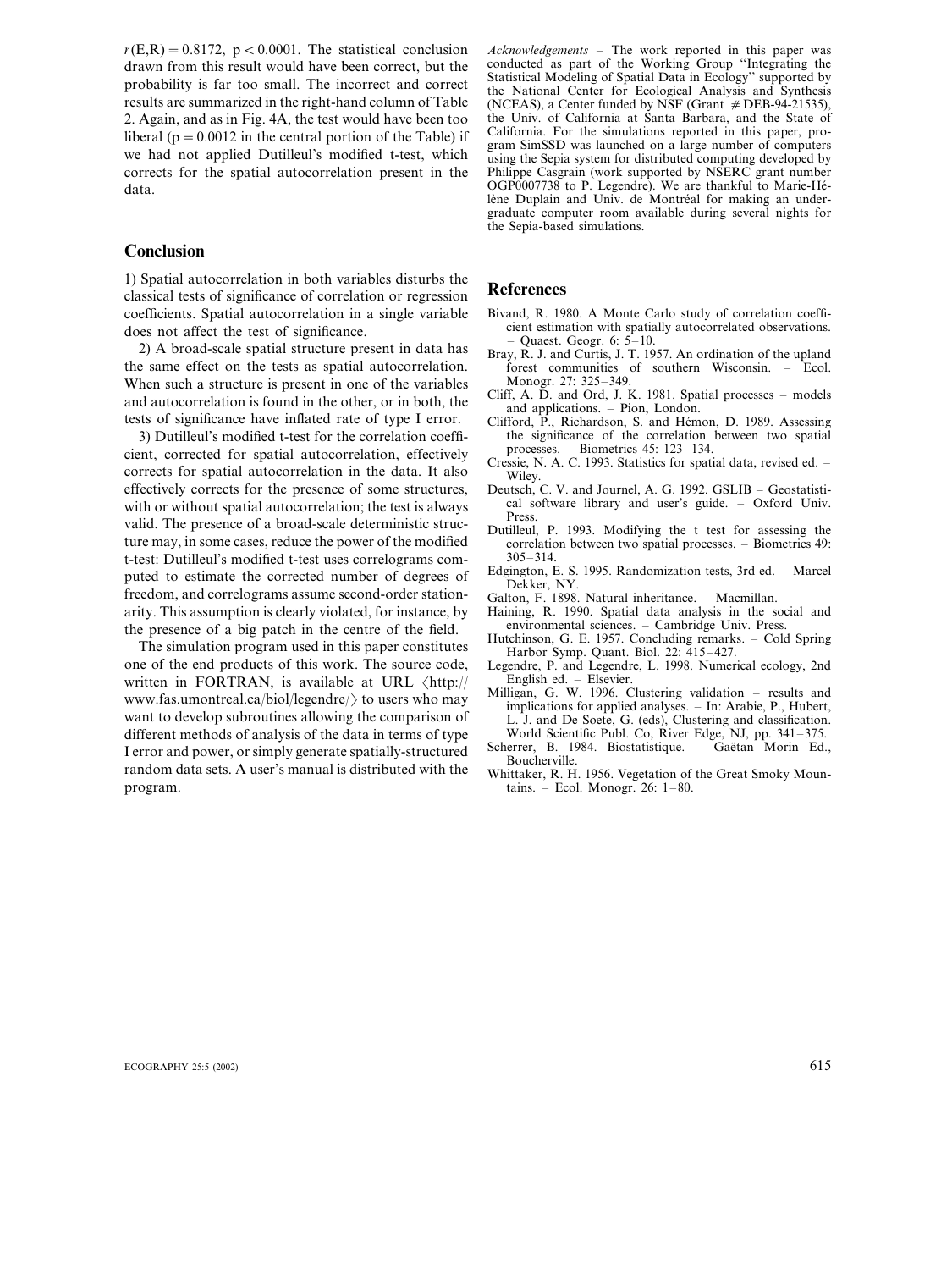$r(E,R) = 0.8172$, $p < 0.0001$. The statistical conclusion drawn from this result would have been correct, but the probability is far too small. The incorrect and correct results are summarized in the right-hand column of Table 2. Again, and as in Fig. 4A, the test would have been too liberal ($p = 0.0012$ in the central portion of the Table) if we had not applied Dutilleul's modified t-test, which corrects for the spatial autocorrelation present in the data.

## Conclusion

1) Spatial autocorrelation in both variables disturbs the classical tests of significance of correlation or regression coefficients. Spatial autocorrelation in a single variable does not affect the test of significance.

2) A broad-scale spatial structure present in data has the same effect on the tests as spatial autocorrelation. When such a structure is present in one of the variables and autocorrelation is found in the other, or in both, the tests of significance have inflated rate of type I error.

3) Dutilleul's modified t-test for the correlation coefficient, corrected for spatial autocorrelation, effectively corrects for spatial autocorrelation in the data. It also effectively corrects for the presence of some structures, with or without spatial autocorrelation; the test is always valid. The presence of a broad-scale deterministic structure may, in some cases, reduce the power of the modified t-test: Dutilleul's modified t-test uses correlograms computed to estimate the corrected number of degrees of freedom, and correlograms assume second-order stationarity. This assumption is clearly violated, for instance, by the presence of a big patch in the centre of the field.

The simulation program used in this paper constitutes one of the end products of this work. The source code, written in FORTRAN, is available at URL ⟨http://www.fas.umontreal.ca/biol/legendre/⟩ to users who may want to develop subroutines allowing the comparison of different methods of analysis of the data in terms of type I error and power, or simply generate spatially-structured random data sets. A user's manual is distributed with the program.

*Acknowledgements* – The work reported in this paper was conducted as part of the Working Group "Integrating the Statistical Modeling of Spatial Data in Ecology" supported by the National Center for Ecological Analysis and Synthesis (NCEAS), a Center funded by NSF (Grant # DEB-94-21535), the Univ. of California at Santa Barbara, and the State of California. For the simulations reported in this paper, program SimSSD was launched on a large number of computers using the Sepia system for distributed computing developed by Philippe Casgrain (work supported by NSERC grant number OGP0007738 to P. Legendre). We are thankful to Marie-Hélène Duplain and Univ. de Montréal for making an undergraduate computer room available during several nights for the Sepia-based simulations.

## References

Bivand, R. 1980. A Monte Carlo study of correlation coefficient estimation with spatially autocorrelated observations. – Quaest. Geogr. 6: 5–10.

Bray, R. J. and Curtis, J. T. 1957. An ordination of the upland forest communities of southern Wisconsin. – Ecol. Monogr. 27: 325–349.

Cliff, A. D. and Ord, J. K. 1981. Spatial processes – models and applications. – Pion, London.

Clifford, P., Richardson, S. and Hémon, D. 1989. Assessing the significance of the correlation between two spatial processes. – Biometrics 45: 123–134.

Cressie, N. A. C. 1993. Statistics for spatial data, revised ed. – Wiley.

Deutsch, C. V. and Journel, A. G. 1992. GSLIB – Geostatistical software library and user's guide. – Oxford Univ. Press.

Dutilleul, P. 1993. Modifying the t test for assessing the correlation between two spatial processes. – Biometrics 49: 305–314.

Edgington, E. S. 1995. Randomization tests, 3rd ed. – Marcel Dekker, NY.

Galton, F. 1898. Natural inheritance. – Macmillan.

Haining, R. 1990. Spatial data analysis in the social and environmental sciences. – Cambridge Univ. Press.

Hutchinson, G. E. 1957. Concluding remarks. – Cold Spring Harbor Symp. Quant. Biol. 22: 415–427.

Legendre, P. and Legendre, L. 1998. Numerical ecology, 2nd English ed. – Elsevier.

Milligan, G. W. 1996. Clustering validation – results and implications for applied analyses. – In: Arabie, P., Hubert, L. J. and De Soete, G. (eds), Clustering and classification. World Scientific Publ. Co, River Edge, NJ, pp. 341–375.

Scherrer, B. 1984. Biostatistique. – Gaëtan Morin Ed., Boucherville.

Whittaker, R. H. 1956. Vegetation of the Great Smoky Mountains. – Ecol. Monogr. 26: 1–80.